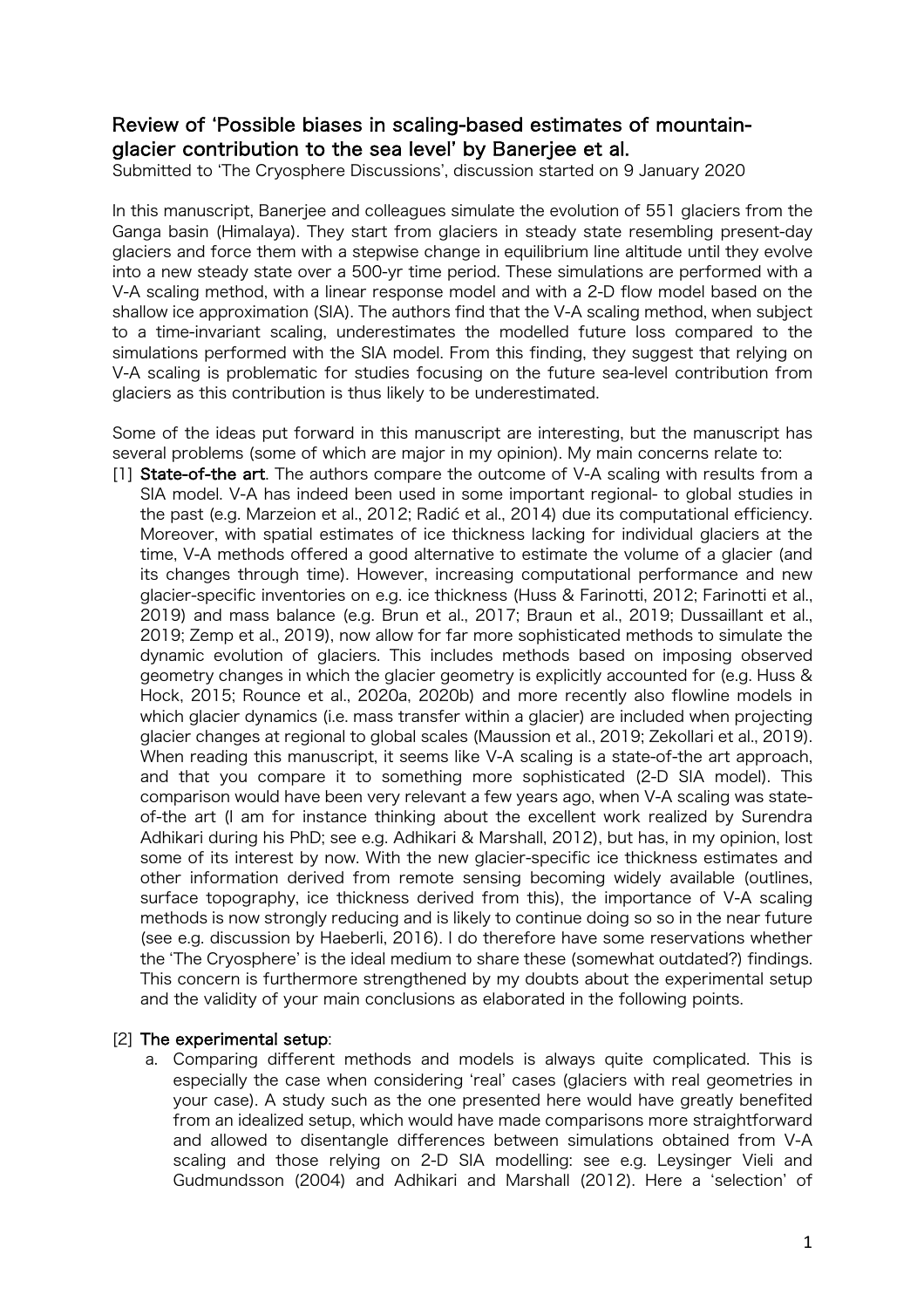## Review of 'Possible biases in scaling-based estimates of mountain-glacier contribution to the sea level' by Banerjee et al.

Submitted to 'The Cryosphere Discussions', discussion started on 9 January 2020

In this manuscript, Banerjee and colleagues simulate the evolution of 551 glaciers from the Ganga basin (Himalaya). They start from glaciers in steady state resembling present-day glaciers and force them with a stepwise change in equilibrium line altitude until they evolve into a new steady state over a 500-yr time period. These simulations are performed with a V-A scaling method, with a linear response model and with a 2-D flow model based on the shallow ice approximation (SIA). The authors find that the V-A scaling method, when subject to a time-invariant scaling, underestimates the modelled future loss compared to the simulations performed with the SIA model. From this finding, they suggest that relying on V-A scaling is problematic for studies focusing on the future sea-level contribution from glaciers as this contribution is thus likely to be underestimated.

Some of the ideas put forward in this manuscript are interesting, but the manuscript has several problems (some of which are major in my opinion). My main concerns relate to:

[1] **State-of-the art**. The authors compare the outcome of V-A scaling with results from a SIA model. V-A has indeed been used in some important regional- to global studies in the past (e.g. Marzeion et al., 2012; Radić et al., 2014) due its computational efficiency. Moreover, with spatial estimates of ice thickness lacking for individual glaciers at the time, V-A methods offered a good alternative to estimate the volume of a glacier (and its changes through time). However, increasing computational performance and new glacier-specific inventories on e.g. ice thickness (Huss & Farinotti, 2012; Farinotti et al., 2019) and mass balance (e.g. Brun et al., 2017; Braun et al., 2019; Dussaillant et al., 2019; Zemp et al., 2019), now allow for far more sophisticated methods to simulate the dynamic evolution of glaciers. This includes methods based on imposing observed geometry changes in which the glacier geometry is explicitly accounted for (e.g. Huss & Hock, 2015; Rounce et al., 2020a, 2020b) and more recently also flowline models in which glacier dynamics (i.e. mass transfer within a glacier) are included when projecting glacier changes at regional to global scales (Maussion et al., 2019; Zekollari et al., 2019). When reading this manuscript, it seems like V-A scaling is a state-of-the art approach, and that you compare it to something more sophisticated (2-D SIA model). This comparison would have been very relevant a few years ago, when V-A scaling was state-of-the art (I am for instance thinking about the excellent work realized by Surendra Adhikari during his PhD; see e.g. Adhikari & Marshall, 2012), but has, in my opinion, lost some of its interest by now. With the new glacier-specific ice thickness estimates and other information derived from remote sensing becoming widely available (outlines, surface topography, ice thickness derived from this), the importance of V-A scaling methods is now strongly reducing and is likely to continue doing so so in the near future (see e.g. discussion by Haeberli, 2016). I do therefore have some reservations whether the 'The Cryosphere' is the ideal medium to share these (somewhat outdated?) findings. This concern is furthermore strengthened by my doubts about the experimental setup and the validity of your main conclusions as elaborated in the following points.

[2] **The experimental setup**:

a. Comparing different methods and models is always quite complicated. This is especially the case when considering 'real' cases (glaciers with real geometries in your case). A study such as the one presented here would have greatly benefited from an idealized setup, which would have made comparisons more straightforward and allowed to disentangle differences between simulations obtained from V-A scaling and those relying on 2-D SIA modelling: see e.g. Leysinger Vieli and Gudmundsson (2004) and Adhikari and Marshall (2012). Here a 'selection' of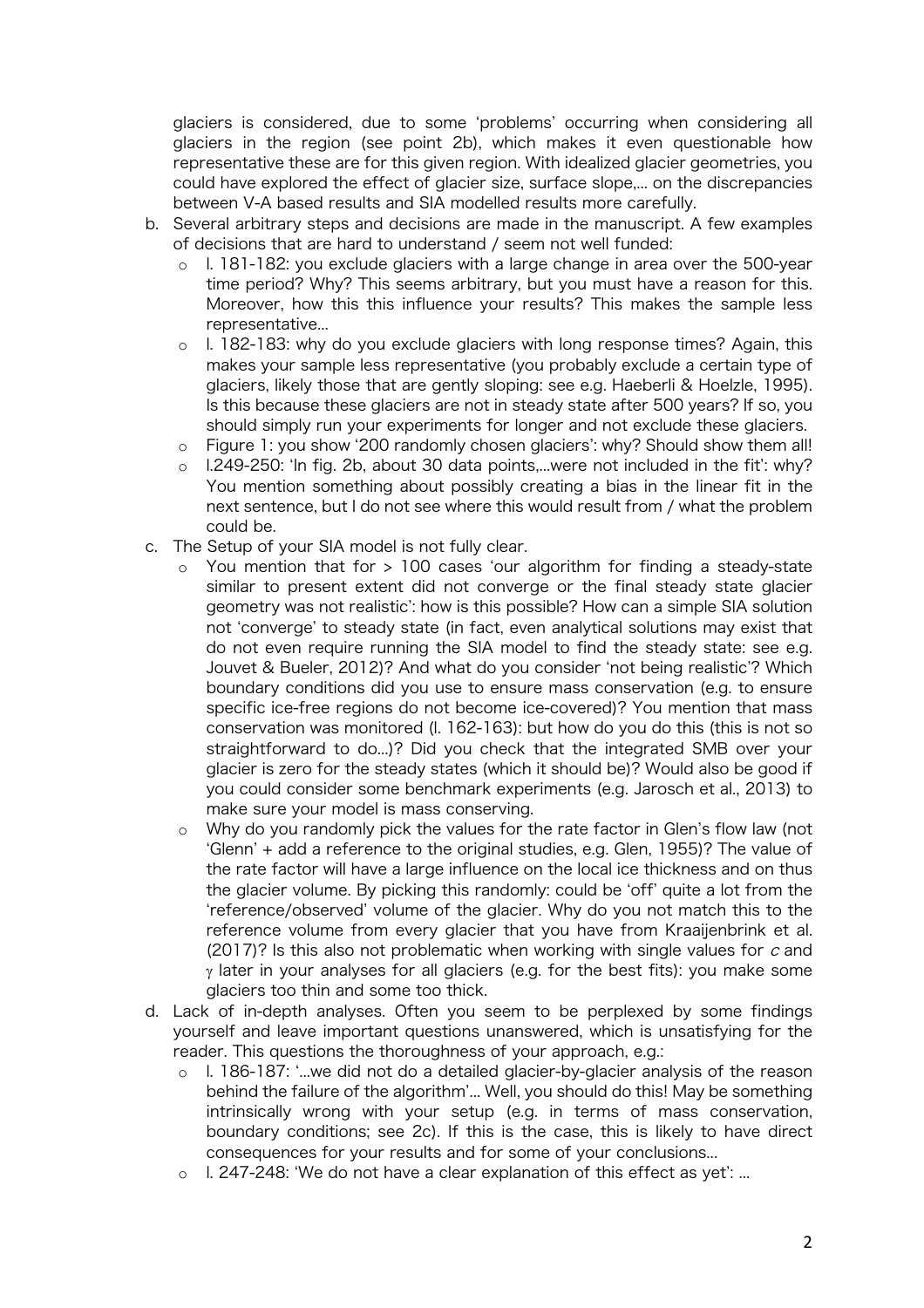glaciers is considered, due to some 'problems' occurring when considering all glaciers in the region (see point 2b), which makes it even questionable how representative these are for this given region. With idealized glacier geometries, you could have explored the effect of glacier size, surface slope,... on the discrepancies between V-A based results and SIA modelled results more carefully.

b. Several arbitrary steps and decisions are made in the manuscript. A few examples of decisions that are hard to understand / seem not well funded:
   - l. 181-182: you exclude glaciers with a large change in area over the 500-year time period? Why? This seems arbitrary, but you must have a reason for this. Moreover, how this this influence your results? This makes the sample less representative...
   - l. 182-183: why do you exclude glaciers with long response times? Again, this makes your sample less representative (you probably exclude a certain type of glaciers, likely those that are gently sloping: see e.g. Haeberli & Hoelzle, 1995). Is this because these glaciers are not in steady state after 500 years? If so, you should simply run your experiments for longer and not exclude these glaciers.
   - Figure 1: you show '200 randomly chosen glaciers': why? Should show them all!
   - l.249-250: 'In fig. 2b, about 30 data points,...were not included in the fit': why? You mention something about possibly creating a bias in the linear fit in the next sentence, but I do not see where this would result from / what the problem could be.

c. The Setup of your SIA model is not fully clear.
   - You mention that for > 100 cases 'our algorithm for finding a steady-state similar to present extent did not converge or the final steady state glacier geometry was not realistic': how is this possible? How can a simple SIA solution not 'converge' to steady state (in fact, even analytical solutions may exist that do not even require running the SIA model to find the steady state: see e.g. Jouvet & Bueler, 2012)? And what do you consider 'not being realistic'? Which boundary conditions did you use to ensure mass conservation (e.g. to ensure specific ice-free regions do not become ice-covered)? You mention that mass conservation was monitored (l. 162-163): but how do you do this (this is not so straightforward to do...)? Did you check that the integrated SMB over your glacier is zero for the steady states (which it should be)? Would also be good if you could consider some benchmark experiments (e.g. Jarosch et al., 2013) to make sure your model is mass conserving.
   - Why do you randomly pick the values for the rate factor in Glen's flow law (not 'Glenn' + add a reference to the original studies, e.g. Glen, 1955)? The value of the rate factor will have a large influence on the local ice thickness and on thus the glacier volume. By picking this randomly: could be 'off' quite a lot from the 'reference/observed' volume of the glacier. Why do you not match this to the reference volume from every glacier that you have from Kraaijenbrink et al. (2017)? Is this also not problematic when working with single values for $c$ and $\gamma$ later in your analyses for all glaciers (e.g. for the best fits): you make some glaciers too thin and some too thick.

d. Lack of in-depth analyses. Often you seem to be perplexed by some findings yourself and leave important questions unanswered, which is unsatisfying for the reader. This questions the thoroughness of your approach, e.g.:
   - l. 186-187: '...we did not do a detailed glacier-by-glacier analysis of the reason behind the failure of the algorithm'... Well, you should do this! May be something intrinsically wrong with your setup (e.g. in terms of mass conservation, boundary conditions; see 2c). If this is the case, this is likely to have direct consequences for your results and for some of your conclusions...
   - l. 247-248: 'We do not have a clear explanation of this effect as yet': ...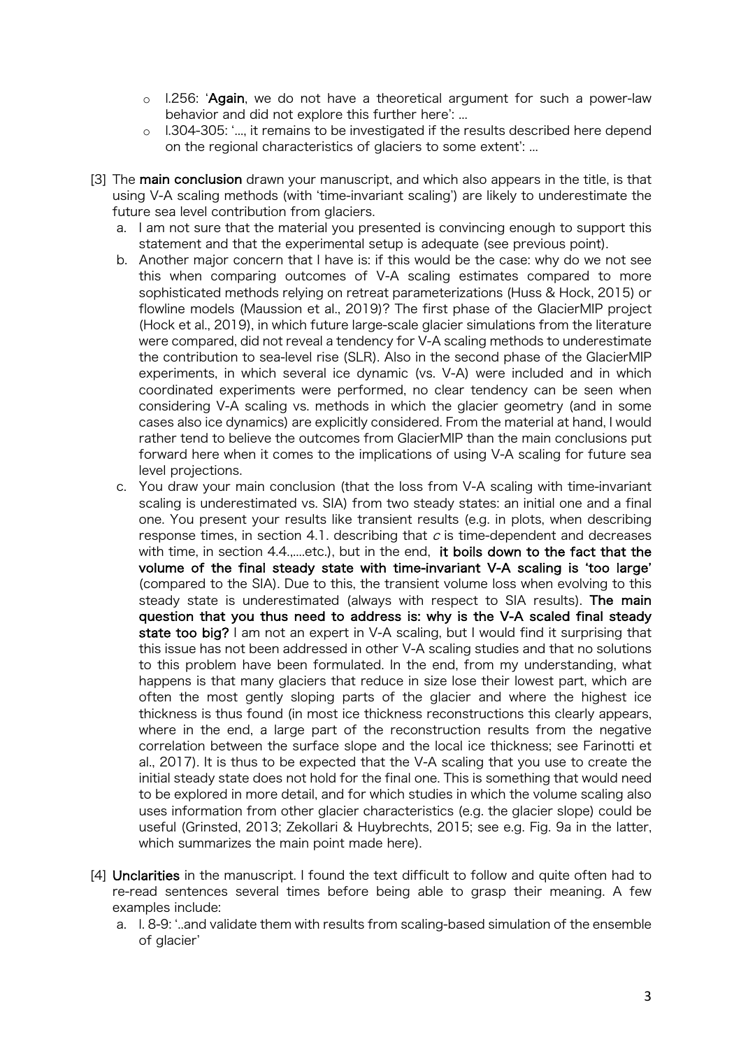- l.256: '**Again**, we do not have a theoretical argument for such a power-law behavior and did not explore this further here': …
- l.304-305: '…, it remains to be investigated if the results described here depend on the regional characteristics of glaciers to some extent': …

[3] The **main conclusion** drawn your manuscript, and which also appears in the title, is that using V-A scaling methods (with 'time-invariant scaling') are likely to underestimate the future sea level contribution from glaciers.

a. I am not sure that the material you presented is convincing enough to support this statement and that the experimental setup is adequate (see previous point).

b. Another major concern that I have is: if this would be the case: why do we not see this when comparing outcomes of V-A scaling estimates compared to more sophisticated methods relying on retreat parameterizations (Huss & Hock, 2015) or flowline models (Maussion et al., 2019)? The first phase of the GlacierMIP project (Hock et al., 2019), in which future large-scale glacier simulations from the literature were compared, did not reveal a tendency for V-A scaling methods to underestimate the contribution to sea-level rise (SLR). Also in the second phase of the GlacierMIP experiments, in which several ice dynamic (vs. V-A) were included and in which coordinated experiments were performed, no clear tendency can be seen when considering V-A scaling vs. methods in which the glacier geometry (and in some cases also ice dynamics) are explicitly considered. From the material at hand, I would rather tend to believe the outcomes from GlacierMIP than the main conclusions put forward here when it comes to the implications of using V-A scaling for future sea level projections.

c. You draw your main conclusion (that the loss from V-A scaling with time-invariant scaling is underestimated vs. SIA) from two steady states: an initial one and a final one. You present your results like transient results (e.g. in plots, when describing response times, in section 4.1. describing that $c$ is time-dependent and decreases with time, in section 4.4.,….etc.), but in the end, **it boils down to the fact that the volume of the final steady state with time-invariant V-A scaling is 'too large'** (compared to the SIA). Due to this, the transient volume loss when evolving to this steady state is underestimated (always with respect to SIA results). **The main question that you thus need to address is: why is the V-A scaled final steady state too big?** I am not an expert in V-A scaling, but I would find it surprising that this issue has not been addressed in other V-A scaling studies and that no solutions to this problem have been formulated. In the end, from my understanding, what happens is that many glaciers that reduce in size lose their lowest part, which are often the most gently sloping parts of the glacier and where the highest ice thickness is thus found (in most ice thickness reconstructions this clearly appears, where in the end, a large part of the reconstruction results from the negative correlation between the surface slope and the local ice thickness; see Farinotti et al., 2017). It is thus to be expected that the V-A scaling that you use to create the initial steady state does not hold for the final one. This is something that would need to be explored in more detail, and for which studies in which the volume scaling also uses information from other glacier characteristics (e.g. the glacier slope) could be useful (Grinsted, 2013; Zekollari & Huybrechts, 2015; see e.g. Fig. 9a in the latter, which summarizes the main point made here).

[4] **Unclarities** in the manuscript. I found the text difficult to follow and quite often had to re-read sentences several times before being able to grasp their meaning. A few examples include:

a. l. 8-9: '..and validate them with results from scaling-based simulation of the ensemble of glacier'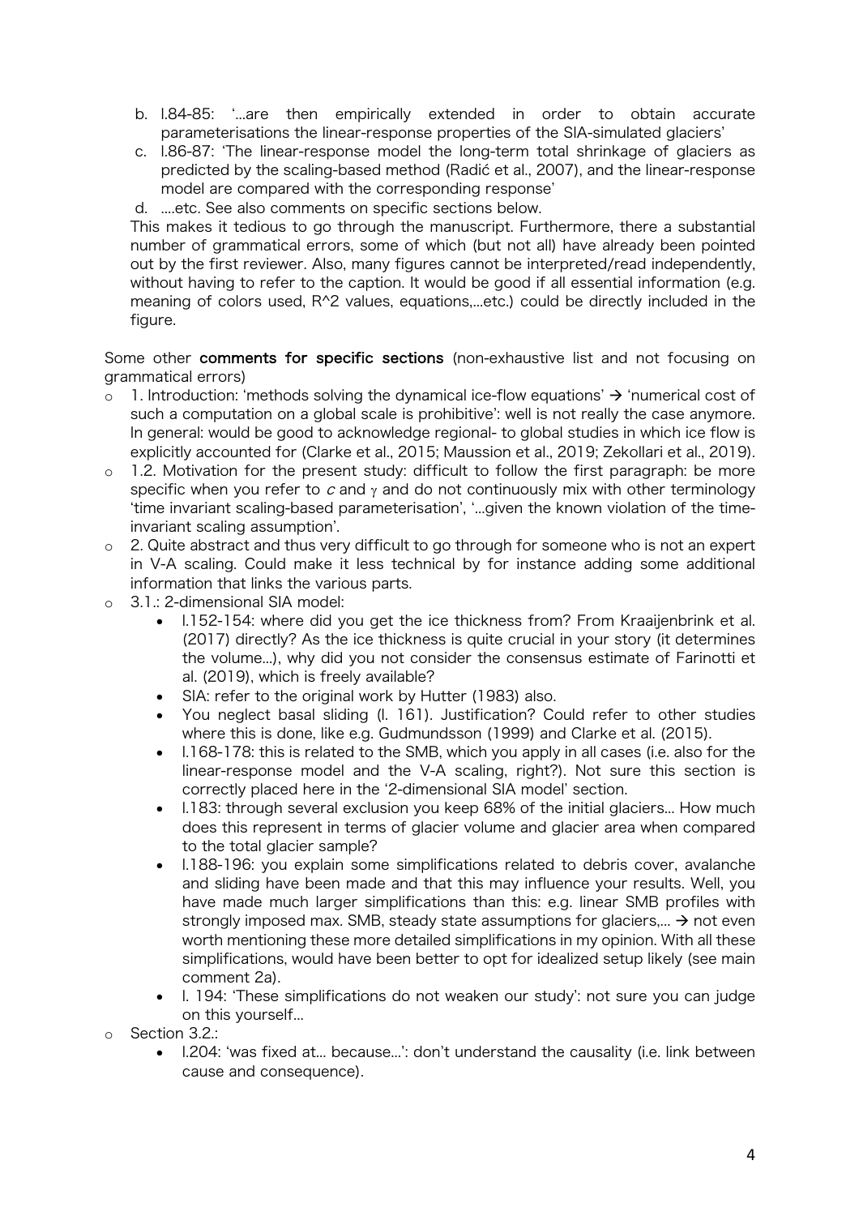b. l.84-85: '...are then empirically extended in order to obtain accurate parameterisations the linear-response properties of the SIA-simulated glaciers'
c. l.86-87: 'The linear-response model the long-term total shrinkage of glaciers as predicted by the scaling-based method (Radić et al., 2007), and the linear-response model are compared with the corresponding response'
d. ....etc. See also comments on specific sections below.

This makes it tedious to go through the manuscript. Furthermore, there a substantial number of grammatical errors, some of which (but not all) have already been pointed out by the first reviewer. Also, many figures cannot be interpreted/read independently, without having to refer to the caption. It would be good if all essential information (e.g. meaning of colors used, R^2 values, equations,...etc.) could be directly included in the figure.

Some other **comments for specific sections** (non-exhaustive list and not focusing on grammatical errors)

- 1. Introduction: 'methods solving the dynamical ice-flow equations' → 'numerical cost of such a computation on a global scale is prohibitive': well is not really the case anymore. In general: would be good to acknowledge regional- to global studies in which ice flow is explicitly accounted for (Clarke et al., 2015; Maussion et al., 2019; Zekollari et al., 2019).
- 1.2. Motivation for the present study: difficult to follow the first paragraph: be more specific when you refer to $c$ and $\gamma$ and do not continuously mix with other terminology 'time invariant scaling-based parameterisation', '...given the known violation of the time-invariant scaling assumption'.
- 2. Quite abstract and thus very difficult to go through for someone who is not an expert in V-A scaling. Could make it less technical by for instance adding some additional information that links the various parts.
- 3.1.: 2-dimensional SIA model:
  - l.152-154: where did you get the ice thickness from? From Kraaijenbrink et al. (2017) directly? As the ice thickness is quite crucial in your story (it determines the volume...), why did you not consider the consensus estimate of Farinotti et al. (2019), which is freely available?
  - SIA: refer to the original work by Hutter (1983) also.
  - You neglect basal sliding (l. 161). Justification? Could refer to other studies where this is done, like e.g. Gudmundsson (1999) and Clarke et al. (2015).
  - l.168-178: this is related to the SMB, which you apply in all cases (i.e. also for the linear-response model and the V-A scaling, right?). Not sure this section is correctly placed here in the '2-dimensional SIA model' section.
  - l.183: through several exclusion you keep 68% of the initial glaciers... How much does this represent in terms of glacier volume and glacier area when compared to the total glacier sample?
  - l.188-196: you explain some simplifications related to debris cover, avalanche and sliding have been made and that this may influence your results. Well, you have made much larger simplifications than this: e.g. linear SMB profiles with strongly imposed max. SMB, steady state assumptions for glaciers,... → not even worth mentioning these more detailed simplifications in my opinion. With all these simplifications, would have been better to opt for idealized setup likely (see main comment 2a).
  - l. 194: 'These simplifications do not weaken our study': not sure you can judge on this yourself...
- Section 3.2.:
  - l.204: 'was fixed at... because...': don't understand the causality (i.e. link between cause and consequence).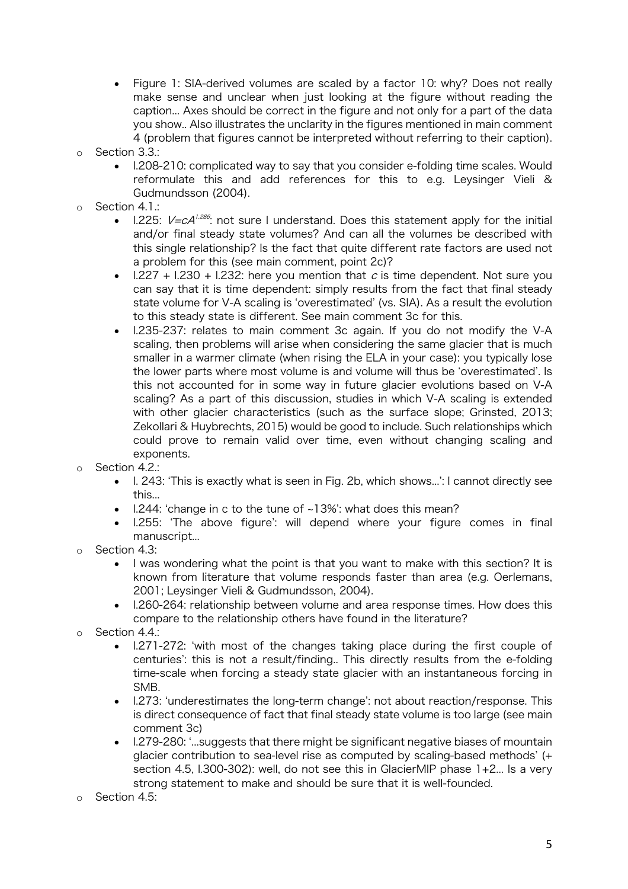- Figure 1: SIA-derived volumes are scaled by a factor 10: why? Does not really make sense and unclear when just looking at the figure without reading the caption… Axes should be correct in the figure and not only for a part of the data you show.. Also illustrates the unclarity in the figures mentioned in main comment 4 (problem that figures cannot be interpreted without referring to their caption).

- Section 3.3.:
  - l.208-210: complicated way to say that you consider e-folding time scales. Would reformulate this and add references for this to e.g. Leysinger Vieli & Gudmundsson (2004).
- Section 4.1.:
  - l.225: $V=cA^{1.286}$: not sure I understand. Does this statement apply for the initial and/or final steady state volumes? And can all the volumes be described with this single relationship? Is the fact that quite different rate factors are used not a problem for this (see main comment, point 2c)?
  - l.227 + l.230 + l.232: here you mention that $c$ is time dependent. Not sure you can say that it is time dependent: simply results from the fact that final steady state volume for V-A scaling is 'overestimated' (vs. SIA). As a result the evolution to this steady state is different. See main comment 3c for this.
  - l.235-237: relates to main comment 3c again. If you do not modify the V-A scaling, then problems will arise when considering the same glacier that is much smaller in a warmer climate (when rising the ELA in your case): you typically lose the lower parts where most volume is and volume will thus be 'overestimated'. Is this not accounted for in some way in future glacier evolutions based on V-A scaling? As a part of this discussion, studies in which V-A scaling is extended with other glacier characteristics (such as the surface slope; Grinsted, 2013; Zekollari & Huybrechts, 2015) would be good to include. Such relationships which could prove to remain valid over time, even without changing scaling and exponents.
- Section 4.2.:
  - l. 243: 'This is exactly what is seen in Fig. 2b, which shows…': I cannot directly see this…
  - l.244: 'change in c to the tune of ~13%': what does this mean?
  - l.255: 'The above figure': will depend where your figure comes in final manuscript…
- Section 4.3:
  - I was wondering what the point is that you want to make with this section? It is known from literature that volume responds faster than area (e.g. Oerlemans, 2001; Leysinger Vieli & Gudmundsson, 2004).
  - l.260-264: relationship between volume and area response times. How does this compare to the relationship others have found in the literature?
- Section 4.4.:
  - l.271-272: 'with most of the changes taking place during the first couple of centuries': this is not a result/finding.. This directly results from the e-folding time-scale when forcing a steady state glacier with an instantaneous forcing in SMB.
  - l.273: 'underestimates the long-term change': not about reaction/response. This is direct consequence of fact that final steady state volume is too large (see main comment 3c)
  - l.279-280: '…suggests that there might be significant negative biases of mountain glacier contribution to sea-level rise as computed by scaling-based methods' (+ section 4.5, l.300-302): well, do not see this in GlacierMIP phase 1+2… Is a very strong statement to make and should be sure that it is well-founded.
- Section 4.5: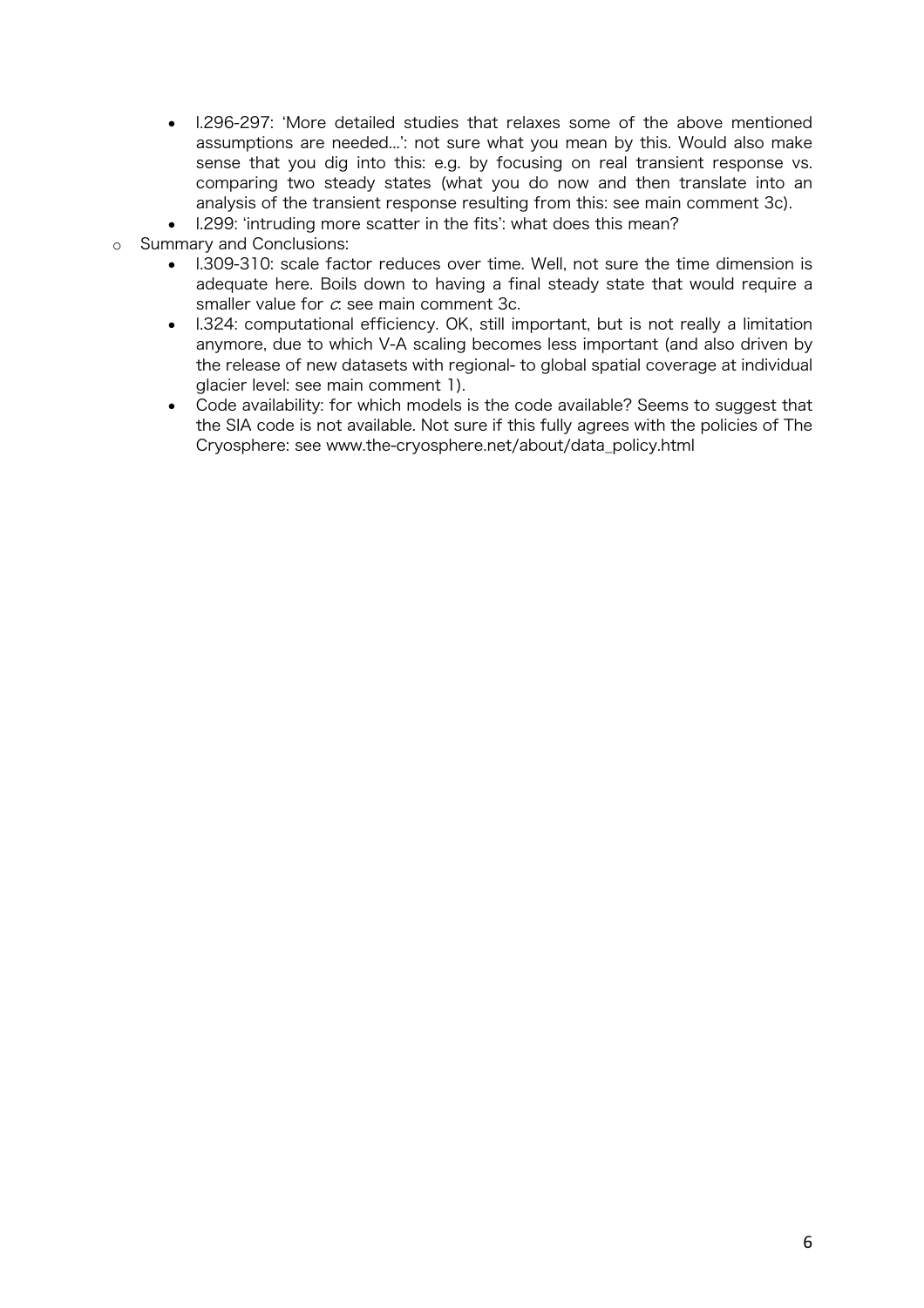- l.296-297: 'More detailed studies that relaxes some of the above mentioned assumptions are needed…': not sure what you mean by this. Would also make sense that you dig into this: e.g. by focusing on real transient response vs. comparing two steady states (what you do now and then translate into an analysis of the transient response resulting from this: see main comment 3c).
- l.299: 'intruding more scatter in the fits': what does this mean?

- Summary and Conclusions:
  - l.309-310: scale factor reduces over time. Well, not sure the time dimension is adequate here. Boils down to having a final steady state that would require a smaller value for $c$: see main comment 3c.
  - l.324: computational efficiency. OK, still important, but is not really a limitation anymore, due to which V-A scaling becomes less important (and also driven by the release of new datasets with regional- to global spatial coverage at individual glacier level: see main comment 1).
  - Code availability: for which models is the code available? Seems to suggest that the SIA code is not available. Not sure if this fully agrees with the policies of The Cryosphere: see www.the-cryosphere.net/about/data_policy.html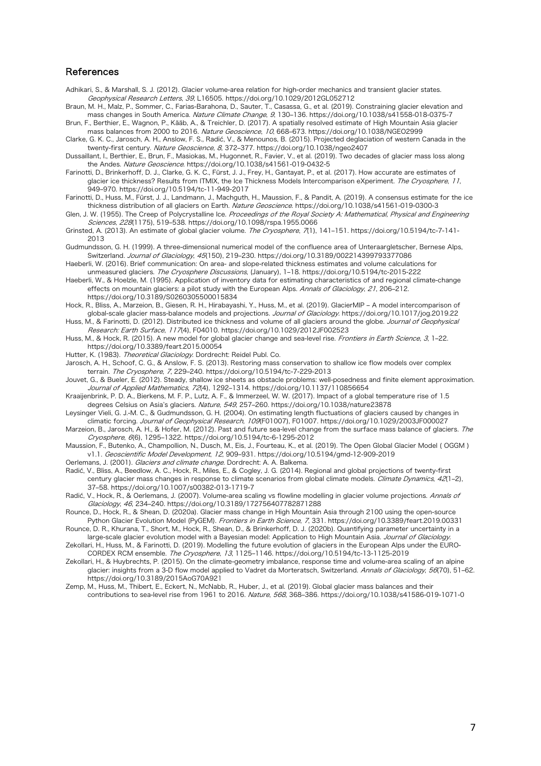## References

Adhikari, S., & Marshall, S. J. (2012). Glacier volume-area relation for high-order mechanics and transient glacier states. *Geophysical Research Letters*, *39*, L16505. https://doi.org/10.1029/2012GL052712

Braun, M. H., Malz, P., Sommer, C., Farías-Barahona, D., Sauter, T., Casassa, G., et al. (2019). Constraining glacier elevation and mass changes in South America. *Nature Climate Change*, *9*, 130–136. https://doi.org/10.1038/s41558-018-0375-7

Brun, F., Berthier, E., Wagnon, P., Kääb, A., & Treichler, D. (2017). A spatially resolved estimate of High Mountain Asia glacier mass balances from 2000 to 2016. *Nature Geoscience*, *10*, 668–673. https://doi.org/10.1038/NGEO2999

Clarke, G. K. C., Jarosch, A. H., Anslow, F. S., Radić, V., & Menounos, B. (2015). Projected deglaciation of western Canada in the twenty-first century. *Nature Geoscience*, *8*, 372–377. https://doi.org/10.1038/ngeo2407

Dussaillant, I., Berthier, E., Brun, F., Masiokas, M., Hugonnet, R., Favier, V., et al. (2019). Two decades of glacier mass loss along the Andes. *Nature Geoscience*. https://doi.org/10.1038/s41561-019-0432-5

Farinotti, D., Brinkerhoff, D. J., Clarke, G. K. C., Fürst, J. J., Frey, H., Gantayat, P., et al. (2017). How accurate are estimates of glacier ice thickness? Results from ITMIX, the Ice Thickness Models Intercomparison eXperiment. *The Cryosphere*, *11*, 949–970. https://doi.org/10.5194/tc-11-949-2017

Farinotti, D., Huss, M., Fürst, J. J., Landmann, J., Machguth, H., Maussion, F., & Pandit, A. (2019). A consensus estimate for the ice thickness distribution of all glaciers on Earth. *Nature Geoscience*. https://doi.org/10.1038/s41561-019-0300-3

Glen, J. W. (1955). The Creep of Polycrystalline Ice. *Proceedings of the Royal Society A: Mathematical, Physical and Engineering Sciences*, *228*(1175), 519–538. https://doi.org/10.1098/rspa.1955.0066

Grinsted, A. (2013). An estimate of global glacier volume. *The Cryosphere*, *7*(1), 141–151. https://doi.org/10.5194/tc-7-141-2013

Gudmundsson, G. H. (1999). A three-dimensional numerical model of the confluence area of Unteraargletscher, Bernese Alps, Switzerland. *Journal of Glaciology*, *45*(150), 219–230. https://doi.org/10.3189/002214399793377086

Haeberli, W. (2016). Brief communication: On area- and slope-related thickness estimates and volume calculations for unmeasured glaciers. *The Cryosphere Discussions*, (January), 1–18. https://doi.org/10.5194/tc-2015-222

Haeberli, W., & Hoelzle, M. (1995). Application of inventory data for estimating characteristics of and regional climate-change effects on mountain glaciers: a pilot study with the European Alps. *Annals of Glaciology*, *21*, 206–212. https://doi.org/10.3189/S0260305500015834

Hock, R., Bliss, A., Marzeion, B., Giesen, R. H., Hirabayashi, Y., Huss, M., et al. (2019). GlacierMIP – A model intercomparison of global-scale glacier mass-balance models and projections. *Journal of Glaciology*. https://doi.org/10.1017/jog.2019.22

Huss, M., & Farinotti, D. (2012). Distributed ice thickness and volume of all glaciers around the globe. *Journal of Geophysical Research: Earth Surface*, *117*(4), F04010. https://doi.org/10.1029/2012JF002523

Huss, M., & Hock, R. (2015). A new model for global glacier change and sea-level rise. *Frontiers in Earth Science*, *3*, 1–22. https://doi.org/10.3389/feart.2015.00054

Hutter, K. (1983). *Theoretical Glaciology*. Dordrecht: Reidel Publ. Co.

Jarosch, A. H., Schoof, C. G., & Anslow, F. S. (2013). Restoring mass conservation to shallow ice flow models over complex terrain. *The Cryosphere*, *7*, 229–240. https://doi.org/10.5194/tc-7-229-2013

Jouvet, G., & Bueler, E. (2012). Steady, shallow ice sheets as obstacle problems: well-posedness and finite element approximation. *Journal of Applied Mathematics*, *72*(4), 1292–1314. https://doi.org/10.1137/110856654

Kraaijenbrink, P. D. A., Bierkens, M. F. P., Lutz, A. F., & Immerzeel, W. W. (2017). Impact of a global temperature rise of 1.5 degrees Celsius on Asia's glaciers. *Nature*, *549*, 257–260. https://doi.org/10.1038/nature23878

Leysinger Vieli, G. J.-M. C., & Gudmundsson, G. H. (2004). On estimating length fluctuations of glaciers caused by changes in climatic forcing. *Journal of Geophysical Research*, *109*(F01007), F01007. https://doi.org/10.1029/2003JF000027

Marzeion, B., Jarosch, A. H., & Hofer, M. (2012). Past and future sea-level change from the surface mass balance of glaciers. *The Cryosphere*, *6*(6), 1295–1322. https://doi.org/10.5194/tc-6-1295-2012

Maussion, F., Butenko, A., Champollion, N., Dusch, M., Eis, J., Fourteau, K., et al. (2019). The Open Global Glacier Model ( OGGM ) v1.1. *Geoscientific Model Development*, *12*, 909–931. https://doi.org/10.5194/gmd-12-909-2019

Oerlemans, J. (2001). *Glaciers and climate change*. Dordrecht: A. A. Balkema.

Radić, V., Bliss, A., Beedlow, A. C., Hock, R., Miles, E., & Cogley, J. G. (2014). Regional and global projections of twenty-first century glacier mass changes in response to climate scenarios from global climate models. *Climate Dynamics*, *42*(1–2), 37–58. https://doi.org/10.1007/s00382-013-1719-7

Radić, V., Hock, R., & Oerlemans, J. (2007). Volume-area scaling vs flowline modelling in glacier volume projections. *Annals of Glaciology*, *46*, 234–240. https://doi.org/10.3189/172756407782871288

Rounce, D., Hock, R., & Shean, D. (2020a). Glacier mass change in High Mountain Asia through 2100 using the open-source Python Glacier Evolution Model (PyGEM). *Frontiers in Earth Science*, *7*, 331. https://doi.org/10.3389/feart.2019.00331

Rounce, D. R., Khurana, T., Short, M., Hock, R., Shean, D., & Brinkerhoff, D. J. (2020b). Quantifying parameter uncertainty in a large-scale glacier evolution model with a Bayesian model: Application to High Mountain Asia. *Journal of Glaciology*.

Zekollari, H., Huss, M., & Farinotti, D. (2019). Modelling the future evolution of glaciers in the European Alps under the EURO-CORDEX RCM ensemble. *The Cryosphere*, *13*, 1125–1146. https://doi.org/10.5194/tc-13-1125-2019

Zekollari, H., & Huybrechts, P. (2015). On the climate-geometry imbalance, response time and volume-area scaling of an alpine glacier: insights from a 3-D flow model applied to Vadret da Morteratsch, Switzerland. *Annals of Glaciology*, *56*(70), 51–62. https://doi.org/10.3189/2015AoG70A921

Zemp, M., Huss, M., Thibert, E., Eckert, N., McNabb, R., Huber, J., et al. (2019). Global glacier mass balances and their contributions to sea-level rise from 1961 to 2016. *Nature*, *568*, 368–386. https://doi.org/10.1038/s41586-019-1071-0